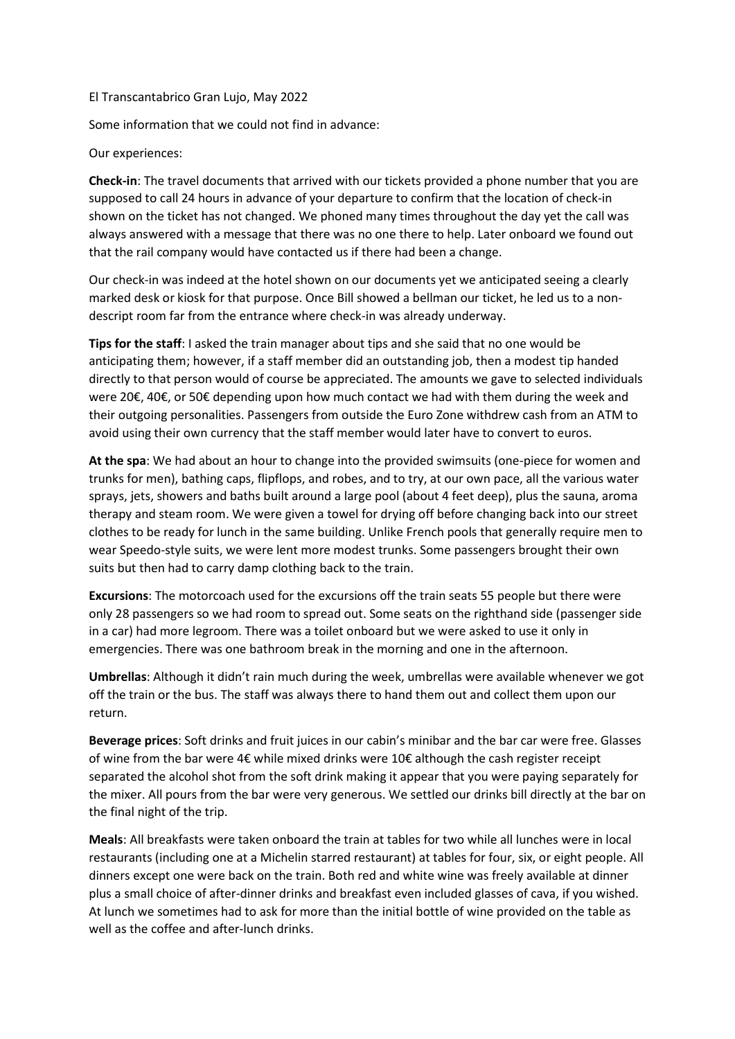El Transcantabrico Gran Lujo, May 2022

Some information that we could not find in advance:

Our experiences:

**Check-in**: The travel documents that arrived with our tickets provided a phone number that you are supposed to call 24 hours in advance of your departure to confirm that the location of check-in shown on the ticket has not changed. We phoned many times throughout the day yet the call was always answered with a message that there was no one there to help. Later onboard we found out that the rail company would have contacted us if there had been a change.

Our check-in was indeed at the hotel shown on our documents yet we anticipated seeing a clearly marked desk or kiosk for that purpose. Once Bill showed a bellman our ticket, he led us to a non-descript room far from the entrance where check-in was already underway.

**Tips for the staff**: I asked the train manager about tips and she said that no one would be anticipating them; however, if a staff member did an outstanding job, then a modest tip handed directly to that person would of course be appreciated. The amounts we gave to selected individuals were 20€, 40€, or 50€ depending upon how much contact we had with them during the week and their outgoing personalities. Passengers from outside the Euro Zone withdrew cash from an ATM to avoid using their own currency that the staff member would later have to convert to euros.

**At the spa**: We had about an hour to change into the provided swimsuits (one-piece for women and trunks for men), bathing caps, flipflops, and robes, and to try, at our own pace, all the various water sprays, jets, showers and baths built around a large pool (about 4 feet deep), plus the sauna, aroma therapy and steam room. We were given a towel for drying off before changing back into our street clothes to be ready for lunch in the same building. Unlike French pools that generally require men to wear Speedo-style suits, we were lent more modest trunks. Some passengers brought their own suits but then had to carry damp clothing back to the train.

**Excursions**: The motorcoach used for the excursions off the train seats 55 people but there were only 28 passengers so we had room to spread out. Some seats on the righthand side (passenger side in a car) had more legroom. There was a toilet onboard but we were asked to use it only in emergencies. There was one bathroom break in the morning and one in the afternoon.

**Umbrellas**: Although it didn't rain much during the week, umbrellas were available whenever we got off the train or the bus. The staff was always there to hand them out and collect them upon our return.

**Beverage prices**: Soft drinks and fruit juices in our cabin's minibar and the bar car were free. Glasses of wine from the bar were 4€ while mixed drinks were 10€ although the cash register receipt separated the alcohol shot from the soft drink making it appear that you were paying separately for the mixer. All pours from the bar were very generous. We settled our drinks bill directly at the bar on the final night of the trip.

**Meals**: All breakfasts were taken onboard the train at tables for two while all lunches were in local restaurants (including one at a Michelin starred restaurant) at tables for four, six, or eight people. All dinners except one were back on the train. Both red and white wine was freely available at dinner plus a small choice of after-dinner drinks and breakfast even included glasses of cava, if you wished. At lunch we sometimes had to ask for more than the initial bottle of wine provided on the table as well as the coffee and after-lunch drinks.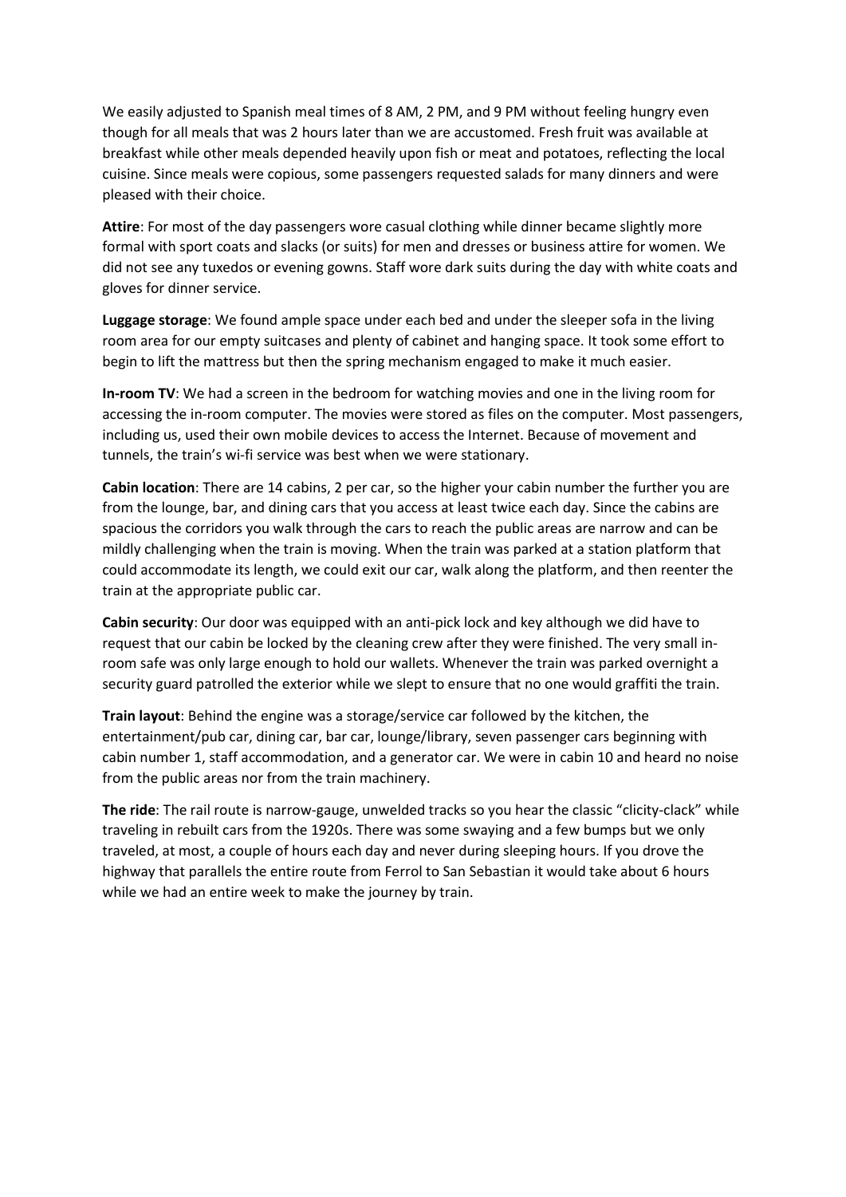We easily adjusted to Spanish meal times of 8 AM, 2 PM, and 9 PM without feeling hungry even though for all meals that was 2 hours later than we are accustomed. Fresh fruit was available at breakfast while other meals depended heavily upon fish or meat and potatoes, reflecting the local cuisine. Since meals were copious, some passengers requested salads for many dinners and were pleased with their choice.

**Attire**: For most of the day passengers wore casual clothing while dinner became slightly more formal with sport coats and slacks (or suits) for men and dresses or business attire for women. We did not see any tuxedos or evening gowns. Staff wore dark suits during the day with white coats and gloves for dinner service.

**Luggage storage**: We found ample space under each bed and under the sleeper sofa in the living room area for our empty suitcases and plenty of cabinet and hanging space. It took some effort to begin to lift the mattress but then the spring mechanism engaged to make it much easier.

**In-room TV**: We had a screen in the bedroom for watching movies and one in the living room for accessing the in-room computer. The movies were stored as files on the computer. Most passengers, including us, used their own mobile devices to access the Internet. Because of movement and tunnels, the train's wi-fi service was best when we were stationary.

**Cabin location**: There are 14 cabins, 2 per car, so the higher your cabin number the further you are from the lounge, bar, and dining cars that you access at least twice each day. Since the cabins are spacious the corridors you walk through the cars to reach the public areas are narrow and can be mildly challenging when the train is moving. When the train was parked at a station platform that could accommodate its length, we could exit our car, walk along the platform, and then reenter the train at the appropriate public car.

**Cabin security**: Our door was equipped with an anti-pick lock and key although we did have to request that our cabin be locked by the cleaning crew after they were finished. The very small in-room safe was only large enough to hold our wallets. Whenever the train was parked overnight a security guard patrolled the exterior while we slept to ensure that no one would graffiti the train.

**Train layout**: Behind the engine was a storage/service car followed by the kitchen, the entertainment/pub car, dining car, bar car, lounge/library, seven passenger cars beginning with cabin number 1, staff accommodation, and a generator car. We were in cabin 10 and heard no noise from the public areas nor from the train machinery.

**The ride**: The rail route is narrow-gauge, unwelded tracks so you hear the classic "clicity-clack" while traveling in rebuilt cars from the 1920s. There was some swaying and a few bumps but we only traveled, at most, a couple of hours each day and never during sleeping hours. If you drove the highway that parallels the entire route from Ferrol to San Sebastian it would take about 6 hours while we had an entire week to make the journey by train.